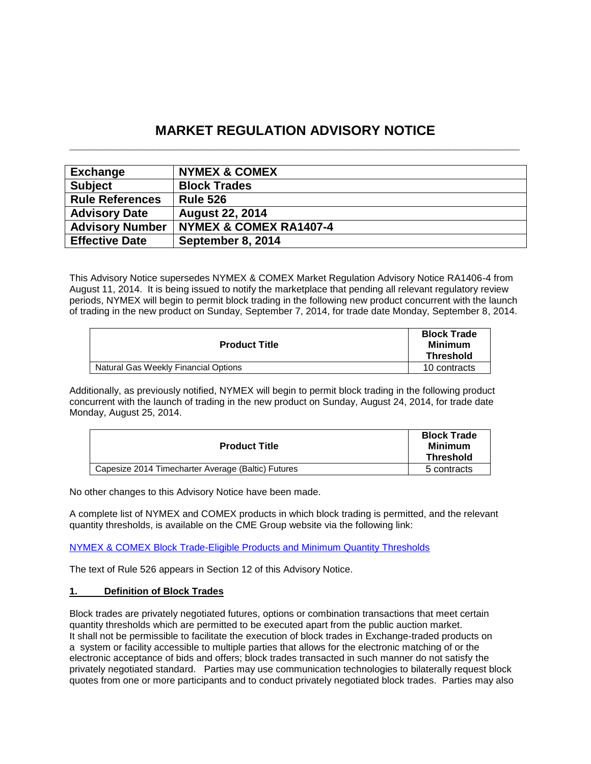# MARKET REGULATION ADVISORY NOTICE

| Exchange | NYMEX & COMEX |
|---|---|
| Subject | Block Trades |
| Rule References | Rule 526 |
| Advisory Date | August 22, 2014 |
| Advisory Number | NYMEX & COMEX RA1407-4 |
| Effective Date | September 8, 2014 |

This Advisory Notice supersedes NYMEX & COMEX Market Regulation Advisory Notice RA1406-4 from August 11, 2014. It is being issued to notify the marketplace that pending all relevant regulatory review periods, NYMEX will begin to permit block trading in the following new product concurrent with the launch of trading in the new product on Sunday, September 7, 2014, for trade date Monday, September 8, 2014.

| Product Title | Block Trade Minimum Threshold |
|---|---|
| Natural Gas Weekly Financial Options | 10 contracts |

Additionally, as previously notified, NYMEX will begin to permit block trading in the following product concurrent with the launch of trading in the new product on Sunday, August 24, 2014, for trade date Monday, August 25, 2014.

| Product Title | Block Trade Minimum Threshold |
|---|---|
| Capesize 2014 Timecharter Average (Baltic) Futures | 5 contracts |

No other changes to this Advisory Notice have been made.

A complete list of NYMEX and COMEX products in which block trading is permitted, and the relevant quantity thresholds, is available on the CME Group website via the following link:

NYMEX & COMEX Block Trade-Eligible Products and Minimum Quantity Thresholds

The text of Rule 526 appears in Section 12 of this Advisory Notice.

## 1. Definition of Block Trades

Block trades are privately negotiated futures, options or combination transactions that meet certain quantity thresholds which are permitted to be executed apart from the public auction market. It shall not be permissible to facilitate the execution of block trades in Exchange-traded products on a system or facility accessible to multiple parties that allows for the electronic matching of or the electronic acceptance of bids and offers; block trades transacted in such manner do not satisfy the privately negotiated standard. Parties may use communication technologies to bilaterally request block quotes from one or more participants and to conduct privately negotiated block trades. Parties may also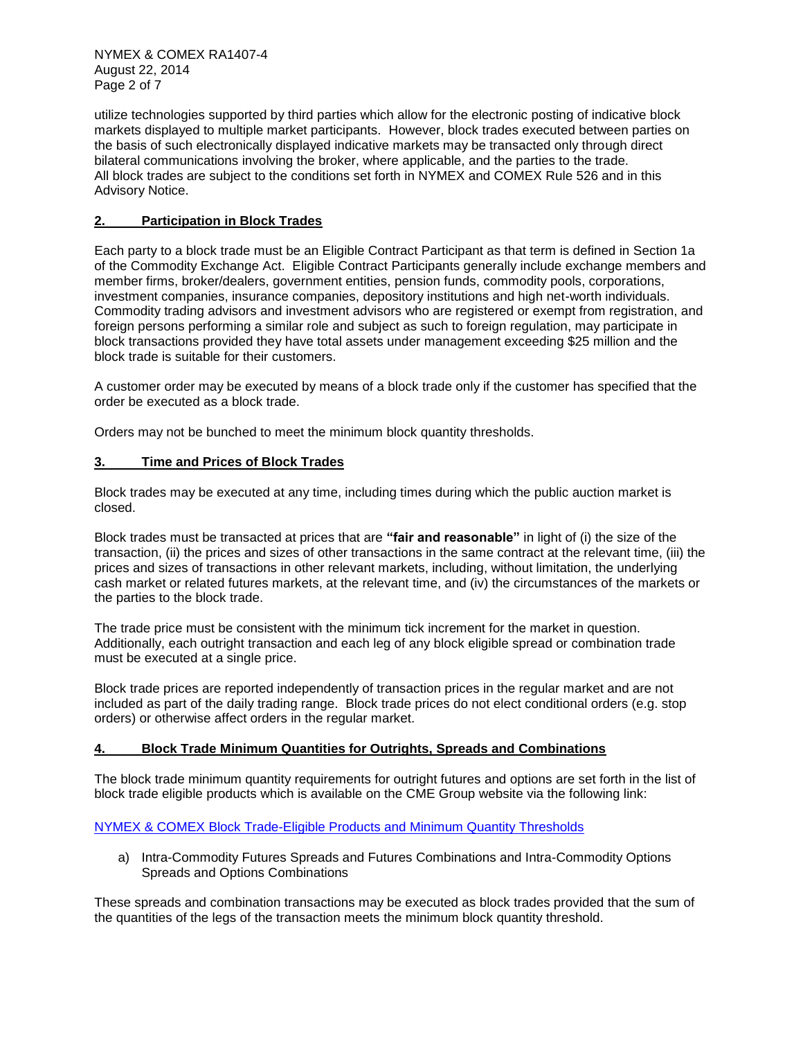utilize technologies supported by third parties which allow for the electronic posting of indicative block markets displayed to multiple market participants. However, block trades executed between parties on the basis of such electronically displayed indicative markets may be transacted only through direct bilateral communications involving the broker, where applicable, and the parties to the trade. All block trades are subject to the conditions set forth in NYMEX and COMEX Rule 526 and in this Advisory Notice.

## 2. Participation in Block Trades

Each party to a block trade must be an Eligible Contract Participant as that term is defined in Section 1a of the Commodity Exchange Act. Eligible Contract Participants generally include exchange members and member firms, broker/dealers, government entities, pension funds, commodity pools, corporations, investment companies, insurance companies, depository institutions and high net-worth individuals. Commodity trading advisors and investment advisors who are registered or exempt from registration, and foreign persons performing a similar role and subject as such to foreign regulation, may participate in block transactions provided they have total assets under management exceeding $25 million and the block trade is suitable for their customers.

A customer order may be executed by means of a block trade only if the customer has specified that the order be executed as a block trade.

Orders may not be bunched to meet the minimum block quantity thresholds.

## 3. Time and Prices of Block Trades

Block trades may be executed at any time, including times during which the public auction market is closed.

Block trades must be transacted at prices that are **"fair and reasonable"** in light of (i) the size of the transaction, (ii) the prices and sizes of other transactions in the same contract at the relevant time, (iii) the prices and sizes of transactions in other relevant markets, including, without limitation, the underlying cash market or related futures markets, at the relevant time, and (iv) the circumstances of the markets or the parties to the block trade.

The trade price must be consistent with the minimum tick increment for the market in question. Additionally, each outright transaction and each leg of any block eligible spread or combination trade must be executed at a single price.

Block trade prices are reported independently of transaction prices in the regular market and are not included as part of the daily trading range. Block trade prices do not elect conditional orders (e.g. stop orders) or otherwise affect orders in the regular market.

## 4. Block Trade Minimum Quantities for Outrights, Spreads and Combinations

The block trade minimum quantity requirements for outright futures and options are set forth in the list of block trade eligible products which is available on the CME Group website via the following link:

NYMEX & COMEX Block Trade-Eligible Products and Minimum Quantity Thresholds

a) Intra-Commodity Futures Spreads and Futures Combinations and Intra-Commodity Options Spreads and Options Combinations

These spreads and combination transactions may be executed as block trades provided that the sum of the quantities of the legs of the transaction meets the minimum block quantity threshold.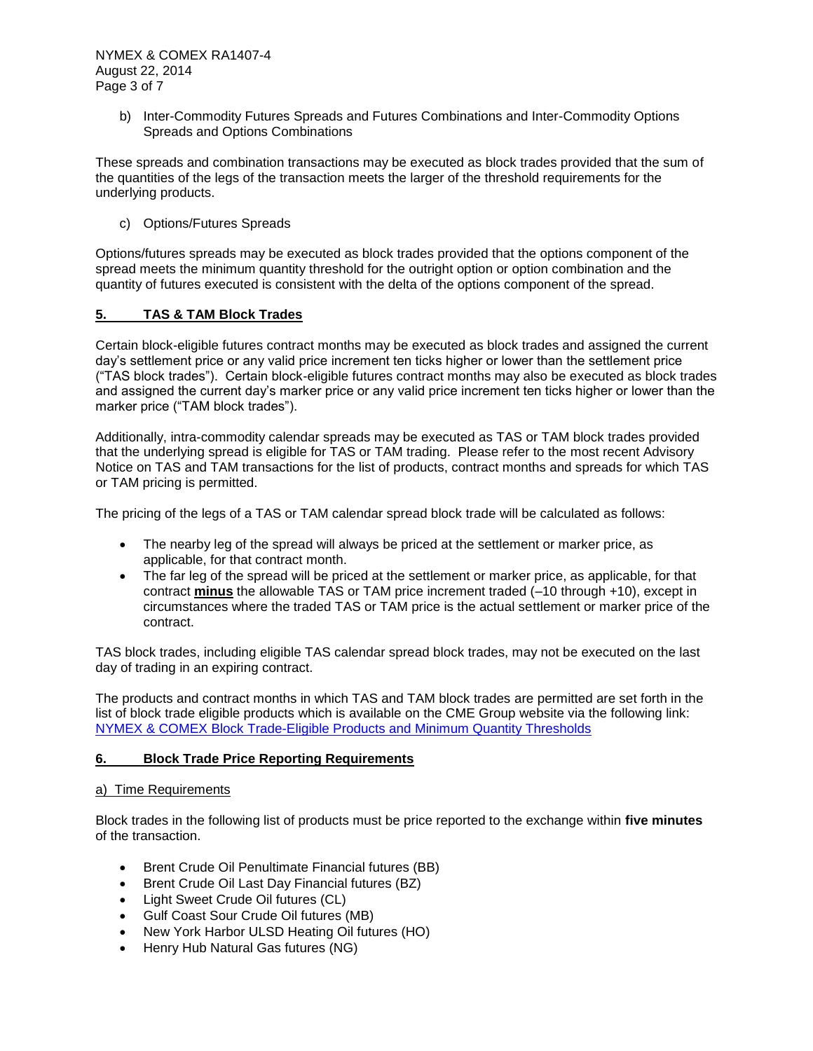b) Inter-Commodity Futures Spreads and Futures Combinations and Inter-Commodity Options Spreads and Options Combinations

These spreads and combination transactions may be executed as block trades provided that the sum of the quantities of the legs of the transaction meets the larger of the threshold requirements for the underlying products.

c) Options/Futures Spreads

Options/futures spreads may be executed as block trades provided that the options component of the spread meets the minimum quantity threshold for the outright option or option combination and the quantity of futures executed is consistent with the delta of the options component of the spread.

## 5. TAS & TAM Block Trades

Certain block-eligible futures contract months may be executed as block trades and assigned the current day's settlement price or any valid price increment ten ticks higher or lower than the settlement price ("TAS block trades"). Certain block-eligible futures contract months may also be executed as block trades and assigned the current day's marker price or any valid price increment ten ticks higher or lower than the marker price ("TAM block trades").

Additionally, intra-commodity calendar spreads may be executed as TAS or TAM block trades provided that the underlying spread is eligible for TAS or TAM trading. Please refer to the most recent Advisory Notice on TAS and TAM transactions for the list of products, contract months and spreads for which TAS or TAM pricing is permitted.

The pricing of the legs of a TAS or TAM calendar spread block trade will be calculated as follows:

- The nearby leg of the spread will always be priced at the settlement or marker price, as applicable, for that contract month.
- The far leg of the spread will be priced at the settlement or marker price, as applicable, for that contract **minus** the allowable TAS or TAM price increment traded (–10 through +10), except in circumstances where the traded TAS or TAM price is the actual settlement or marker price of the contract.

TAS block trades, including eligible TAS calendar spread block trades, may not be executed on the last day of trading in an expiring contract.

The products and contract months in which TAS and TAM block trades are permitted are set forth in the list of block trade eligible products which is available on the CME Group website via the following link: NYMEX & COMEX Block Trade-Eligible Products and Minimum Quantity Thresholds

## 6. Block Trade Price Reporting Requirements

a) Time Requirements

Block trades in the following list of products must be price reported to the exchange within **five minutes** of the transaction.

- Brent Crude Oil Penultimate Financial futures (BB)
- Brent Crude Oil Last Day Financial futures (BZ)
- Light Sweet Crude Oil futures (CL)
- Gulf Coast Sour Crude Oil futures (MB)
- New York Harbor ULSD Heating Oil futures (HO)
- Henry Hub Natural Gas futures (NG)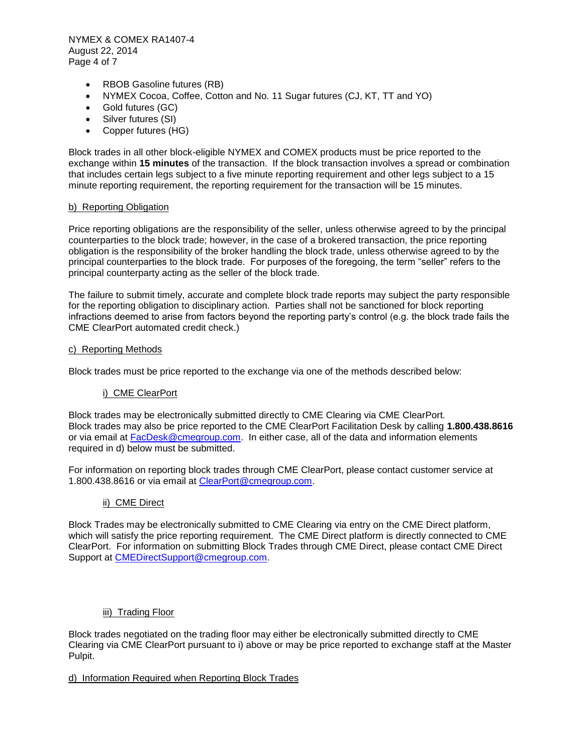- RBOB Gasoline futures (RB)
- NYMEX Cocoa, Coffee, Cotton and No. 11 Sugar futures (CJ, KT, TT and YO)
- Gold futures (GC)
- Silver futures (SI)
- Copper futures (HG)

Block trades in all other block-eligible NYMEX and COMEX products must be price reported to the exchange within **15 minutes** of the transaction. If the block transaction involves a spread or combination that includes certain legs subject to a five minute reporting requirement and other legs subject to a 15 minute reporting requirement, the reporting requirement for the transaction will be 15 minutes.

b) Reporting Obligation

Price reporting obligations are the responsibility of the seller, unless otherwise agreed to by the principal counterparties to the block trade; however, in the case of a brokered transaction, the price reporting obligation is the responsibility of the broker handling the block trade, unless otherwise agreed to by the principal counterparties to the block trade. For purposes of the foregoing, the term "seller" refers to the principal counterparty acting as the seller of the block trade.

The failure to submit timely, accurate and complete block trade reports may subject the party responsible for the reporting obligation to disciplinary action. Parties shall not be sanctioned for block reporting infractions deemed to arise from factors beyond the reporting party's control (e.g. the block trade fails the CME ClearPort automated credit check.)

c) Reporting Methods

Block trades must be price reported to the exchange via one of the methods described below:

i) CME ClearPort

Block trades may be electronically submitted directly to CME Clearing via CME ClearPort. Block trades may also be price reported to the CME ClearPort Facilitation Desk by calling **1.800.438.8616** or via email at FacDesk@cmegroup.com. In either case, all of the data and information elements required in d) below must be submitted.

For information on reporting block trades through CME ClearPort, please contact customer service at 1.800.438.8616 or via email at ClearPort@cmegroup.com.

ii) CME Direct

Block Trades may be electronically submitted to CME Clearing via entry on the CME Direct platform, which will satisfy the price reporting requirement. The CME Direct platform is directly connected to CME ClearPort. For information on submitting Block Trades through CME Direct, please contact CME Direct Support at CMEDirectSupport@cmegroup.com.

iii) Trading Floor

Block trades negotiated on the trading floor may either be electronically submitted directly to CME Clearing via CME ClearPort pursuant to i) above or may be price reported to exchange staff at the Master Pulpit.

d) Information Required when Reporting Block Trades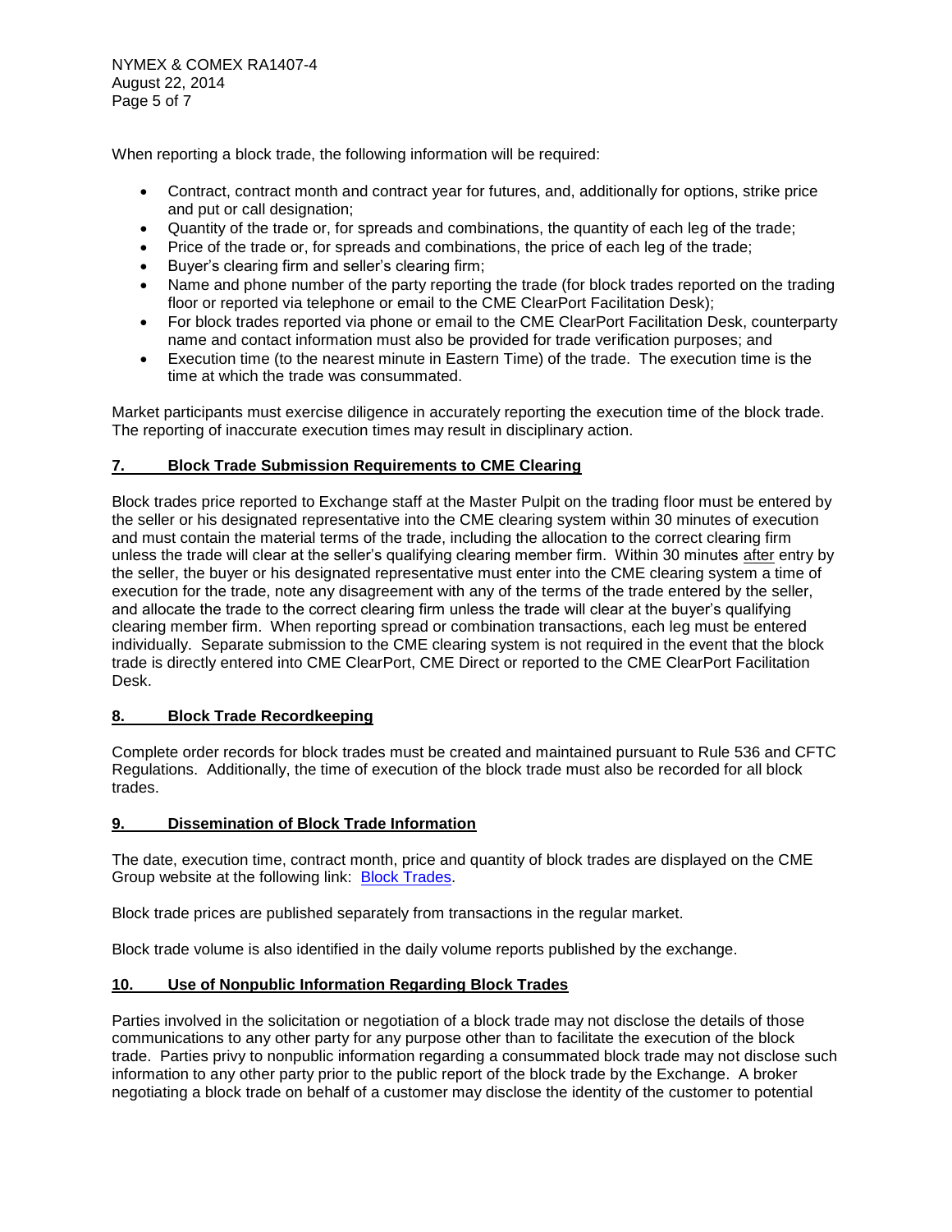When reporting a block trade, the following information will be required:

- Contract, contract month and contract year for futures, and, additionally for options, strike price and put or call designation;
- Quantity of the trade or, for spreads and combinations, the quantity of each leg of the trade;
- Price of the trade or, for spreads and combinations, the price of each leg of the trade;
- Buyer's clearing firm and seller's clearing firm;
- Name and phone number of the party reporting the trade (for block trades reported on the trading floor or reported via telephone or email to the CME ClearPort Facilitation Desk);
- For block trades reported via phone or email to the CME ClearPort Facilitation Desk, counterparty name and contact information must also be provided for trade verification purposes; and
- Execution time (to the nearest minute in Eastern Time) of the trade. The execution time is the time at which the trade was consummated.

Market participants must exercise diligence in accurately reporting the execution time of the block trade. The reporting of inaccurate execution times may result in disciplinary action.

## 7. Block Trade Submission Requirements to CME Clearing

Block trades price reported to Exchange staff at the Master Pulpit on the trading floor must be entered by the seller or his designated representative into the CME clearing system within 30 minutes of execution and must contain the material terms of the trade, including the allocation to the correct clearing firm unless the trade will clear at the seller's qualifying clearing member firm. Within 30 minutes after entry by the seller, the buyer or his designated representative must enter into the CME clearing system a time of execution for the trade, note any disagreement with any of the terms of the trade entered by the seller, and allocate the trade to the correct clearing firm unless the trade will clear at the buyer's qualifying clearing member firm. When reporting spread or combination transactions, each leg must be entered individually. Separate submission to the CME clearing system is not required in the event that the block trade is directly entered into CME ClearPort, CME Direct or reported to the CME ClearPort Facilitation Desk.

## 8. Block Trade Recordkeeping

Complete order records for block trades must be created and maintained pursuant to Rule 536 and CFTC Regulations. Additionally, the time of execution of the block trade must also be recorded for all block trades.

## 9. Dissemination of Block Trade Information

The date, execution time, contract month, price and quantity of block trades are displayed on the CME Group website at the following link: Block Trades.

Block trade prices are published separately from transactions in the regular market.

Block trade volume is also identified in the daily volume reports published by the exchange.

## 10. Use of Nonpublic Information Regarding Block Trades

Parties involved in the solicitation or negotiation of a block trade may not disclose the details of those communications to any other party for any purpose other than to facilitate the execution of the block trade. Parties privy to nonpublic information regarding a consummated block trade may not disclose such information to any other party prior to the public report of the block trade by the Exchange. A broker negotiating a block trade on behalf of a customer may disclose the identity of the customer to potential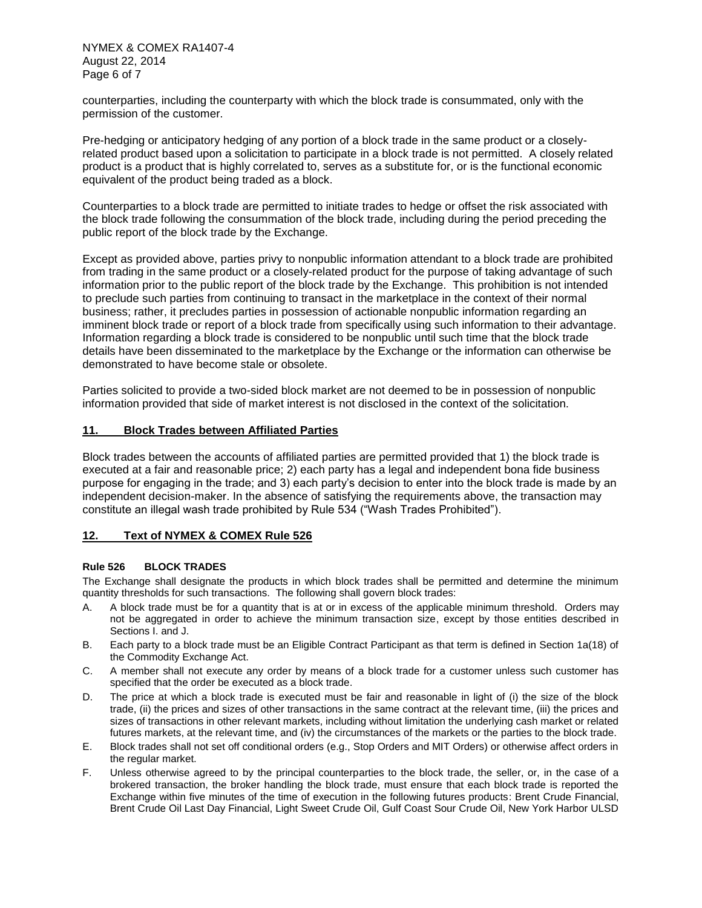counterparties, including the counterparty with which the block trade is consummated, only with the permission of the customer.

Pre-hedging or anticipatory hedging of any portion of a block trade in the same product or a closely-related product based upon a solicitation to participate in a block trade is not permitted. A closely related product is a product that is highly correlated to, serves as a substitute for, or is the functional economic equivalent of the product being traded as a block.

Counterparties to a block trade are permitted to initiate trades to hedge or offset the risk associated with the block trade following the consummation of the block trade, including during the period preceding the public report of the block trade by the Exchange.

Except as provided above, parties privy to nonpublic information attendant to a block trade are prohibited from trading in the same product or a closely-related product for the purpose of taking advantage of such information prior to the public report of the block trade by the Exchange. This prohibition is not intended to preclude such parties from continuing to transact in the marketplace in the context of their normal business; rather, it precludes parties in possession of actionable nonpublic information regarding an imminent block trade or report of a block trade from specifically using such information to their advantage. Information regarding a block trade is considered to be nonpublic until such time that the block trade details have been disseminated to the marketplace by the Exchange or the information can otherwise be demonstrated to have become stale or obsolete.

Parties solicited to provide a two-sided block market are not deemed to be in possession of nonpublic information provided that side of market interest is not disclosed in the context of the solicitation.

## 11. Block Trades between Affiliated Parties

Block trades between the accounts of affiliated parties are permitted provided that 1) the block trade is executed at a fair and reasonable price; 2) each party has a legal and independent bona fide business purpose for engaging in the trade; and 3) each party's decision to enter into the block trade is made by an independent decision-maker. In the absence of satisfying the requirements above, the transaction may constitute an illegal wash trade prohibited by Rule 534 ("Wash Trades Prohibited").

## 12. Text of NYMEX & COMEX Rule 526

### Rule 526 BLOCK TRADES

The Exchange shall designate the products in which block trades shall be permitted and determine the minimum quantity thresholds for such transactions. The following shall govern block trades:

A. A block trade must be for a quantity that is at or in excess of the applicable minimum threshold. Orders may not be aggregated in order to achieve the minimum transaction size, except by those entities described in Sections I. and J.

B. Each party to a block trade must be an Eligible Contract Participant as that term is defined in Section 1a(18) of the Commodity Exchange Act.

C. A member shall not execute any order by means of a block trade for a customer unless such customer has specified that the order be executed as a block trade.

D. The price at which a block trade is executed must be fair and reasonable in light of (i) the size of the block trade, (ii) the prices and sizes of other transactions in the same contract at the relevant time, (iii) the prices and sizes of transactions in other relevant markets, including without limitation the underlying cash market or related futures markets, at the relevant time, and (iv) the circumstances of the markets or the parties to the block trade.

E. Block trades shall not set off conditional orders (e.g., Stop Orders and MIT Orders) or otherwise affect orders in the regular market.

F. Unless otherwise agreed to by the principal counterparties to the block trade, the seller, or, in the case of a brokered transaction, the broker handling the block trade, must ensure that each block trade is reported the Exchange within five minutes of the time of execution in the following futures products: Brent Crude Financial, Brent Crude Oil Last Day Financial, Light Sweet Crude Oil, Gulf Coast Sour Crude Oil, New York Harbor ULSD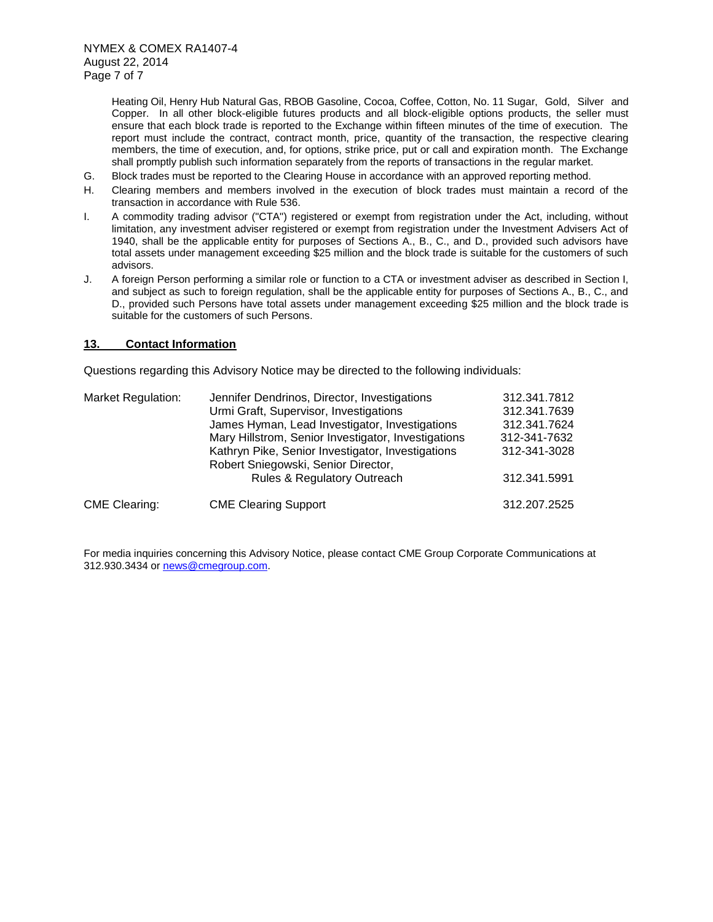Heating Oil, Henry Hub Natural Gas, RBOB Gasoline, Cocoa, Coffee, Cotton, No. 11 Sugar, Gold, Silver and Copper. In all other block-eligible futures products and all block-eligible options products, the seller must ensure that each block trade is reported to the Exchange within fifteen minutes of the time of execution. The report must include the contract, contract month, price, quantity of the transaction, the respective clearing members, the time of execution, and, for options, strike price, put or call and expiration month. The Exchange shall promptly publish such information separately from the reports of transactions in the regular market.

G. Block trades must be reported to the Clearing House in accordance with an approved reporting method.

H. Clearing members and members involved in the execution of block trades must maintain a record of the transaction in accordance with Rule 536.

I. A commodity trading advisor ("CTA") registered or exempt from registration under the Act, including, without limitation, any investment adviser registered or exempt from registration under the Investment Advisers Act of 1940, shall be the applicable entity for purposes of Sections A., B., C., and D., provided such advisors have total assets under management exceeding $25 million and the block trade is suitable for the customers of such advisors.

J. A foreign Person performing a similar role or function to a CTA or investment adviser as described in Section I, and subject as such to foreign regulation, shall be the applicable entity for purposes of Sections A., B., C., and D., provided such Persons have total assets under management exceeding $25 million and the block trade is suitable for the customers of such Persons.

## 13. Contact Information

Questions regarding this Advisory Notice may be directed to the following individuals:

| | | |
|---|---|---|
| Market Regulation: | Jennifer Dendrinos, Director, Investigations | 312.341.7812 |
| | Urmi Graft, Supervisor, Investigations | 312.341.7639 |
| | James Hyman, Lead Investigator, Investigations | 312.341.7624 |
| | Mary Hillstrom, Senior Investigator, Investigations | 312-341-7632 |
| | Kathryn Pike, Senior Investigator, Investigations | 312-341-3028 |
| | Robert Sniegowski, Senior Director, Rules & Regulatory Outreach | 312.341.5991 |
| CME Clearing: | CME Clearing Support | 312.207.2525 |

For media inquiries concerning this Advisory Notice, please contact CME Group Corporate Communications at 312.930.3434 or news@cmegroup.com.